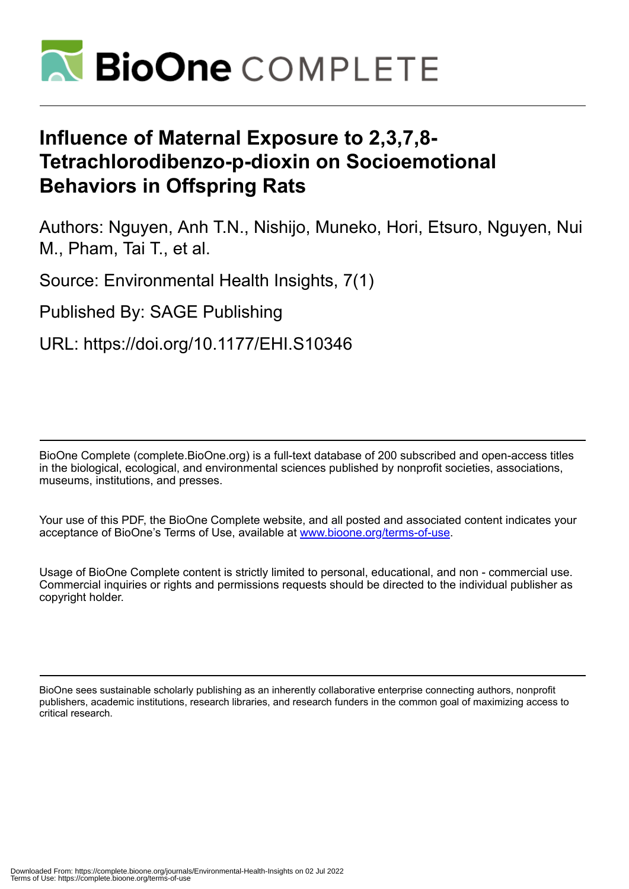# Influence of Maternal Exposure to 2,3,7,8-Tetrachlorodibenzo-p-dioxin on Socioemotional Behaviors in Offspring Rats

Authors: Nguyen, Anh T.N., Nishijo, Muneko, Hori, Etsuro, Nguyen, Nui M., Pham, Tai T., et al.

Source: Environmental Health Insights, 7(1)

Published By: SAGE Publishing

URL: https://doi.org/10.1177/EHI.S10346

BioOne Complete (complete.BioOne.org) is a full-text database of 200 subscribed and open-access titles in the biological, ecological, and environmental sciences published by nonprofit societies, associations, museums, institutions, and presses.

Your use of this PDF, the BioOne Complete website, and all posted and associated content indicates your acceptance of BioOne's Terms of Use, available at www.bioone.org/terms-of-use.

Usage of BioOne Complete content is strictly limited to personal, educational, and non - commercial use. Commercial inquiries or rights and permissions requests should be directed to the individual publisher as copyright holder.

BioOne sees sustainable scholarly publishing as an inherently collaborative enterprise connecting authors, nonprofit publishers, academic institutions, research libraries, and research funders in the common goal of maximizing access to critical research.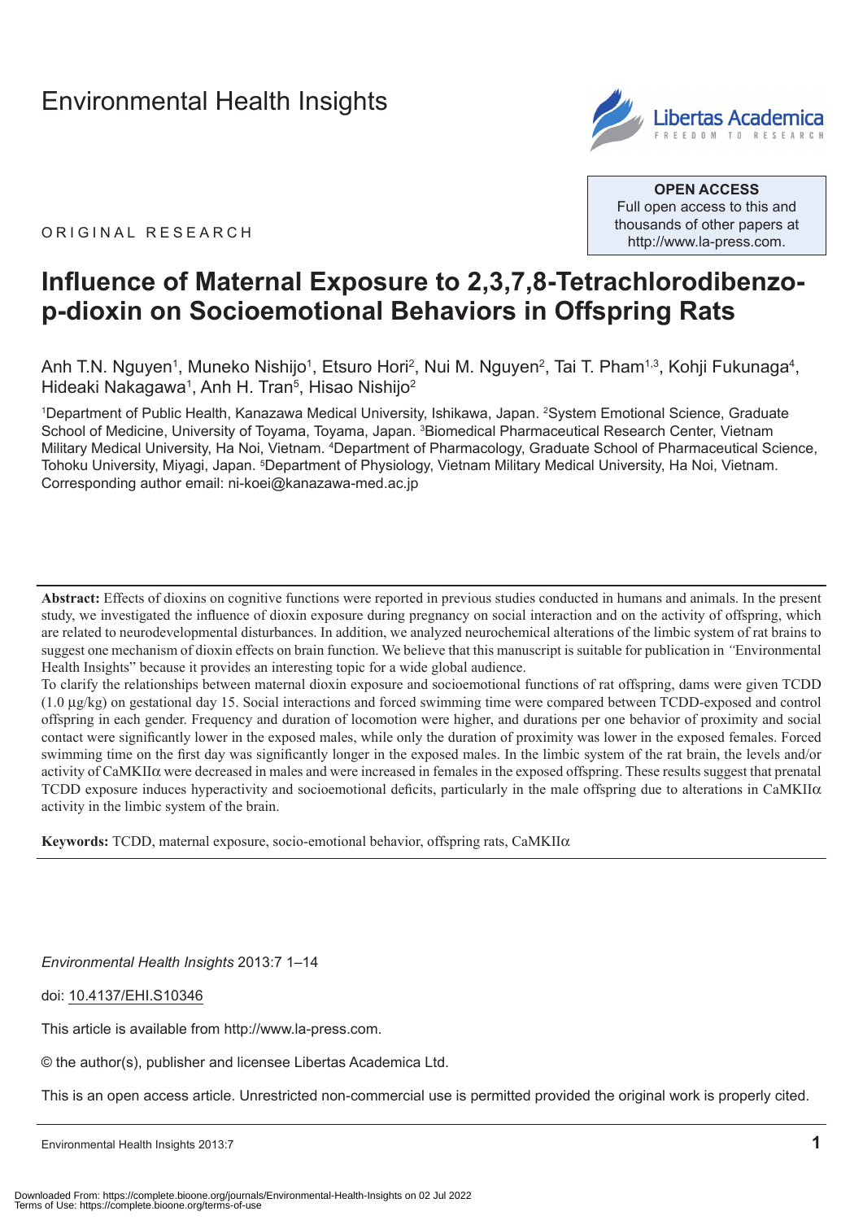Environmental Health Insights

ORIGINAL RESEARCH

**OPEN ACCESS**
Full open access to this and thousands of other papers at http://www.la-press.com.

# Influence of Maternal Exposure to 2,3,7,8-Tetrachlorodibenzo-p-dioxin on Socioemotional Behaviors in Offspring Rats

Anh T.N. Nguyen[1], Muneko Nishijo[1], Etsuro Hori[2], Nui M. Nguyen[2], Tai T. Pham[1,3], Kohji Fukunaga[4], Hideaki Nakagawa[1], Anh H. Tran[5], Hisao Nishijo[2]

[1]Department of Public Health, Kanazawa Medical University, Ishikawa, Japan. [2]System Emotional Science, Graduate School of Medicine, University of Toyama, Toyama, Japan. [3]Biomedical Pharmaceutical Research Center, Vietnam Military Medical University, Ha Noi, Vietnam. [4]Department of Pharmacology, Graduate School of Pharmaceutical Science, Tohoku University, Miyagi, Japan. [5]Department of Physiology, Vietnam Military Medical University, Ha Noi, Vietnam. Corresponding author email: ni-koei@kanazawa-med.ac.jp

**Abstract:** Effects of dioxins on cognitive functions were reported in previous studies conducted in humans and animals. In the present study, we investigated the influence of dioxin exposure during pregnancy on social interaction and on the activity of offspring, which are related to neurodevelopmental disturbances. In addition, we analyzed neurochemical alterations of the limbic system of rat brains to suggest one mechanism of dioxin effects on brain function. We believe that this manuscript is suitable for publication in "Environmental Health Insights" because it provides an interesting topic for a wide global audience.

To clarify the relationships between maternal dioxin exposure and socioemotional functions of rat offspring, dams were given TCDD (1.0 µg/kg) on gestational day 15. Social interactions and forced swimming time were compared between TCDD-exposed and control offspring in each gender. Frequency and duration of locomotion were higher, and durations per one behavior of proximity and social contact were significantly lower in the exposed males, while only the duration of proximity was lower in the exposed females. Forced swimming time on the first day was significantly longer in the exposed males. In the limbic system of the rat brain, the levels and/or activity of CaMKIIα were decreased in males and were increased in females in the exposed offspring. These results suggest that prenatal TCDD exposure induces hyperactivity and socioemotional deficits, particularly in the male offspring due to alterations in CaMKIIα activity in the limbic system of the brain.

**Keywords:** TCDD, maternal exposure, socio-emotional behavior, offspring rats, CaMKIIα

*Environmental Health Insights* 2013:7 1–14

doi: 10.4137/EHI.S10346

This article is available from http://www.la-press.com.

© the author(s), publisher and licensee Libertas Academica Ltd.

This is an open access article. Unrestricted non-commercial use is permitted provided the original work is properly cited.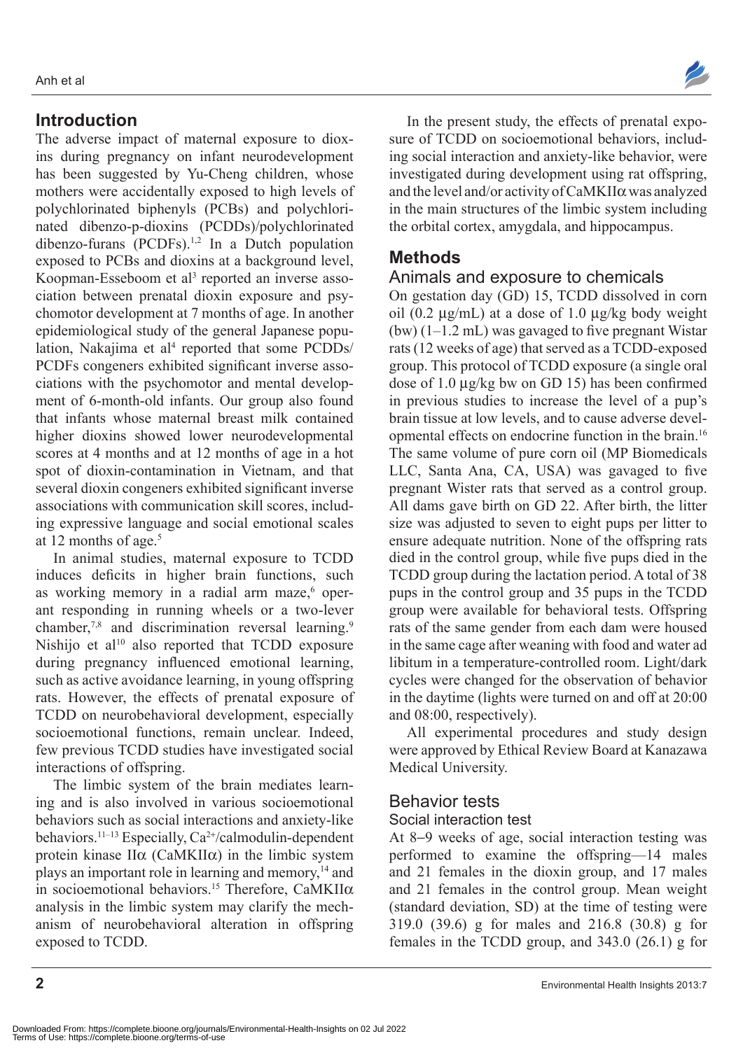## Introduction

The adverse impact of maternal exposure to dioxins during pregnancy on infant neurodevelopment has been suggested by Yu-Cheng children, whose mothers were accidentally exposed to high levels of polychlorinated biphenyls (PCBs) and polychlorinated dibenzo-p-dioxins (PCDDs)/polychlorinated dibenzo-furans (PCDFs).[1,2] In a Dutch population exposed to PCBs and dioxins at a background level, Koopman-Esseboom et al[3] reported an inverse association between prenatal dioxin exposure and psychomotor development at 7 months of age. In another epidemiological study of the general Japanese population, Nakajima et al[4] reported that some PCDDs/PCDFs congeners exhibited significant inverse associations with the psychomotor and mental development of 6-month-old infants. Our group also found that infants whose maternal breast milk contained higher dioxins showed lower neurodevelopmental scores at 4 months and at 12 months of age in a hot spot of dioxin-contamination in Vietnam, and that several dioxin congeners exhibited significant inverse associations with communication skill scores, including expressive language and social emotional scales at 12 months of age.[5]

In animal studies, maternal exposure to TCDD induces deficits in higher brain functions, such as working memory in a radial arm maze,[6] operant responding in running wheels or a two-lever chamber,[7,8] and discrimination reversal learning.[9] Nishijo et al[10] also reported that TCDD exposure during pregnancy influenced emotional learning, such as active avoidance learning, in young offspring rats. However, the effects of prenatal exposure of TCDD on neurobehavioral development, especially socioemotional functions, remain unclear. Indeed, few previous TCDD studies have investigated social interactions of offspring.

The limbic system of the brain mediates learning and is also involved in various socioemotional behaviors such as social interactions and anxiety-like behaviors.[11–13] Especially, $Ca^{2+}$/calmodulin-dependent protein kinase IIα (CaMKIIα) in the limbic system plays an important role in learning and memory,[14] and in socioemotional behaviors.[15] Therefore, CaMKIIα analysis in the limbic system may clarify the mechanism of neurobehavioral alteration in offspring exposed to TCDD.

In the present study, the effects of prenatal exposure of TCDD on socioemotional behaviors, including social interaction and anxiety-like behavior, were investigated during development using rat offspring, and the level and/or activity of CaMKIIα was analyzed in the main structures of the limbic system including the orbital cortex, amygdala, and hippocampus.

## Methods

### Animals and exposure to chemicals

On gestation day (GD) 15, TCDD dissolved in corn oil (0.2 µg/mL) at a dose of 1.0 µg/kg body weight (bw) (1–1.2 mL) was gavaged to five pregnant Wistar rats (12 weeks of age) that served as a TCDD-exposed group. This protocol of TCDD exposure (a single oral dose of 1.0 µg/kg bw on GD 15) has been confirmed in previous studies to increase the level of a pup's brain tissue at low levels, and to cause adverse developmental effects on endocrine function in the brain.[16] The same volume of pure corn oil (MP Biomedicals LLC, Santa Ana, CA, USA) was gavaged to five pregnant Wister rats that served as a control group. All dams gave birth on GD 22. After birth, the litter size was adjusted to seven to eight pups per litter to ensure adequate nutrition. None of the offspring rats died in the control group, while five pups died in the TCDD group during the lactation period. A total of 38 pups in the control group and 35 pups in the TCDD group were available for behavioral tests. Offspring rats of the same gender from each dam were housed in the same cage after weaning with food and water ad libitum in a temperature-controlled room. Light/dark cycles were changed for the observation of behavior in the daytime (lights were turned on and off at 20:00 and 08:00, respectively).

All experimental procedures and study design were approved by Ethical Review Board at Kanazawa Medical University.

### Behavior tests

#### Social interaction test

At 8–9 weeks of age, social interaction testing was performed to examine the offspring—14 males and 21 females in the dioxin group, and 17 males and 21 females in the control group. Mean weight (standard deviation, SD) at the time of testing were 319.0 (39.6) g for males and 216.8 (30.8) g for females in the TCDD group, and 343.0 (26.1) g for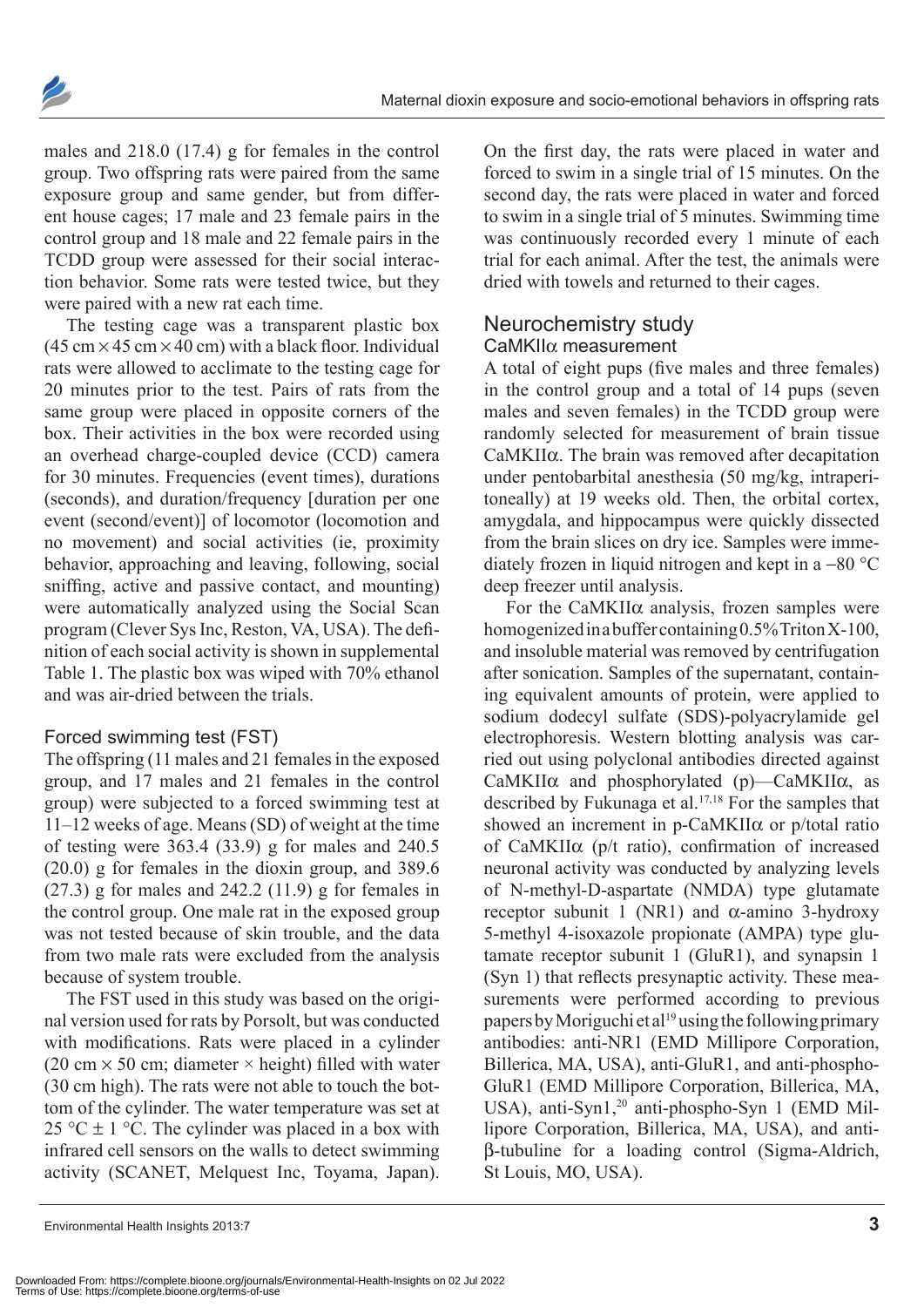males and 218.0 (17.4) g for females in the control group. Two offspring rats were paired from the same exposure group and same gender, but from different house cages; 17 male and 23 female pairs in the control group and 18 male and 22 female pairs in the TCDD group were assessed for their social interaction behavior. Some rats were tested twice, but they were paired with a new rat each time.

The testing cage was a transparent plastic box (45 cm × 45 cm × 40 cm) with a black floor. Individual rats were allowed to acclimate to the testing cage for 20 minutes prior to the test. Pairs of rats from the same group were placed in opposite corners of the box. Their activities in the box were recorded using an overhead charge-coupled device (CCD) camera for 30 minutes. Frequencies (event times), durations (seconds), and duration/frequency [duration per one event (second/event)] of locomotor (locomotion and no movement) and social activities (ie, proximity behavior, approaching and leaving, following, social sniffing, active and passive contact, and mounting) were automatically analyzed using the Social Scan program (Clever Sys Inc, Reston, VA, USA). The definition of each social activity is shown in supplemental Table 1. The plastic box was wiped with 70% ethanol and was air-dried between the trials.

### Forced swimming test (FST)

The offspring (11 males and 21 females in the exposed group, and 17 males and 21 females in the control group) were subjected to a forced swimming test at 11–12 weeks of age. Means (SD) of weight at the time of testing were 363.4 (33.9) g for males and 240.5 (20.0) g for females in the dioxin group, and 389.6 (27.3) g for males and 242.2 (11.9) g for females in the control group. One male rat in the exposed group was not tested because of skin trouble, and the data from two male rats were excluded from the analysis because of system trouble.

The FST used in this study was based on the original version used for rats by Porsolt, but was conducted with modifications. Rats were placed in a cylinder (20 cm × 50 cm; diameter × height) filled with water (30 cm high). The rats were not able to touch the bottom of the cylinder. The water temperature was set at 25 °C ± 1 °C. The cylinder was placed in a box with infrared cell sensors on the walls to detect swimming activity (SCANET, Melquest Inc, Toyama, Japan). On the first day, the rats were placed in water and forced to swim in a single trial of 15 minutes. On the second day, the rats were placed in water and forced to swim in a single trial of 5 minutes. Swimming time was continuously recorded every 1 minute of each trial for each animal. After the test, the animals were dried with towels and returned to their cages.

## Neurochemistry study

### CaMKIIα measurement

A total of eight pups (five males and three females) in the control group and a total of 14 pups (seven males and seven females) in the TCDD group were randomly selected for measurement of brain tissue CaMKIIα. The brain was removed after decapitation under pentobarbital anesthesia (50 mg/kg, intraperitoneally) at 19 weeks old. Then, the orbital cortex, amygdala, and hippocampus were quickly dissected from the brain slices on dry ice. Samples were immediately frozen in liquid nitrogen and kept in a −80 °C deep freezer until analysis.

For the CaMKIIα analysis, frozen samples were homogenized in a buffer containing 0.5% Triton X-100, and insoluble material was removed by centrifugation after sonication. Samples of the supernatant, containing equivalent amounts of protein, were applied to sodium dodecyl sulfate (SDS)-polyacrylamide gel electrophoresis. Western blotting analysis was carried out using polyclonal antibodies directed against CaMKIIα and phosphorylated (p)—CaMKIIα, as described by Fukunaga et al.[17,18] For the samples that showed an increment in p-CaMKIIα or p/total ratio of CaMKIIα (p/t ratio), confirmation of increased neuronal activity was conducted by analyzing levels of N-methyl-D-aspartate (NMDA) type glutamate receptor subunit 1 (NR1) and α-amino 3-hydroxy 5-methyl 4-isoxazole propionate (AMPA) type glutamate receptor subunit 1 (GluR1), and synapsin 1 (Syn 1) that reflects presynaptic activity. These measurements were performed according to previous papers by Moriguchi et al[19] using the following primary antibodies: anti-NR1 (EMD Millipore Corporation, Billerica, MA, USA), anti-GluR1, and anti-phospho-GluR1 (EMD Millipore Corporation, Billerica, MA, USA), anti-Syn1,[20] anti-phospho-Syn 1 (EMD Millipore Corporation, Billerica, MA, USA), and anti-β-tubuline for a loading control (Sigma-Aldrich, St Louis, MO, USA).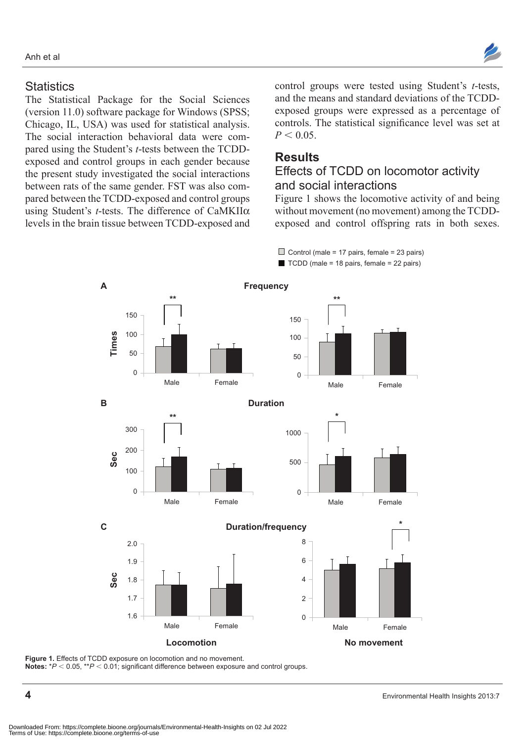## Statistics

The Statistical Package for the Social Sciences (version 11.0) software package for Windows (SPSS; Chicago, IL, USA) was used for statistical analysis. The social interaction behavioral data were compared using the Student's *t*-tests between the TCDD-exposed and control groups in each gender because the present study investigated the social interactions between rats of the same gender. FST was also compared between the TCDD-exposed and control groups using Student's *t*-tests. The difference of CaMKIIα levels in the brain tissue between TCDD-exposed and control groups were tested using Student's *t*-tests, and the means and standard deviations of the TCDD-exposed groups were expressed as a percentage of controls. The statistical significance level was set at $P < 0.05$.

# Results

## Effects of TCDD on locomotor activity and social interactions

Figure 1 shows the locomotive activity of and being without movement (no movement) among the TCDD-exposed and control offspring rats in both sexes.

**Figure 1.** Effects of TCDD exposure on locomotion and no movement.
**Notes:** $^*P < 0.05$, $^{**}P < 0.01$; significant difference between exposure and control groups.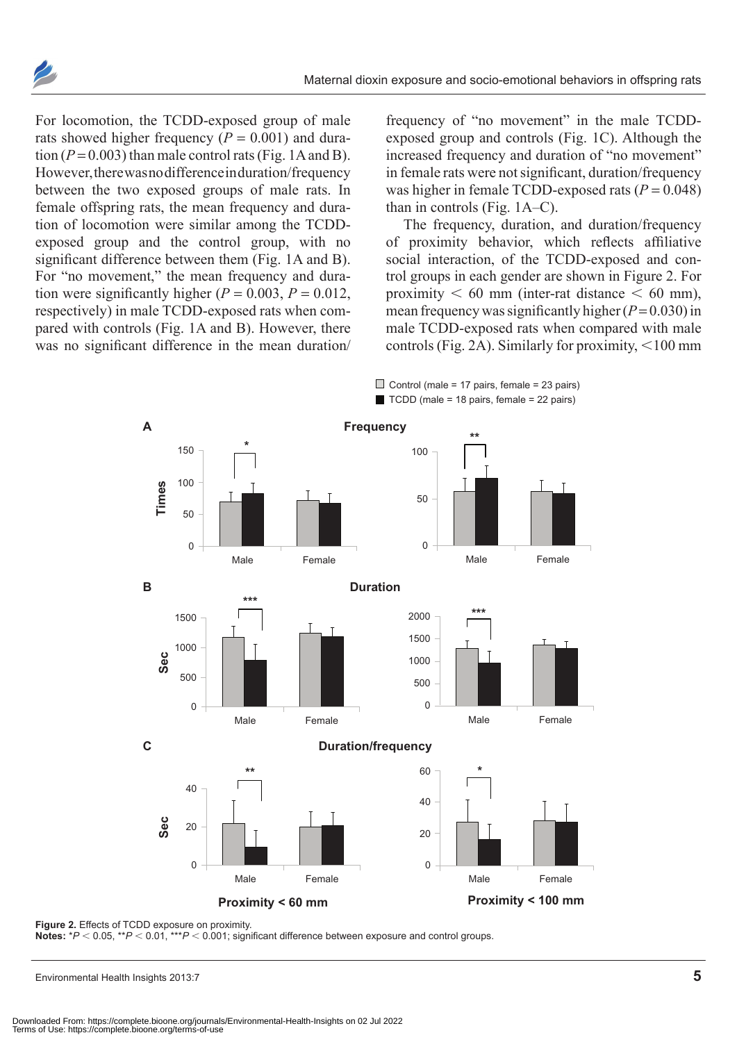For locomotion, the TCDD-exposed group of male rats showed higher frequency ($P = 0.001$) and duration ($P = 0.003$) than male control rats (Fig. 1A and B). However, there was no difference in duration/frequency between the two exposed groups of male rats. In female offspring rats, the mean frequency and duration of locomotion were similar among the TCDD-exposed group and the control group, with no significant difference between them (Fig. 1A and B). For "no movement," the mean frequency and duration were significantly higher ($P = 0.003$, $P = 0.012$, respectively) in male TCDD-exposed rats when compared with controls (Fig. 1A and B). However, there was no significant difference in the mean duration/frequency of "no movement" in the male TCDD-exposed group and controls (Fig. 1C). Although the increased frequency and duration of "no movement" in female rats were not significant, duration/frequency was higher in female TCDD-exposed rats ($P = 0.048$) than in controls (Fig. 1A–C).

The frequency, duration, and duration/frequency of proximity behavior, which reflects affiliative social interaction, of the TCDD-exposed and control groups in each gender are shown in Figure 2. For proximity < 60 mm (inter-rat distance < 60 mm), mean frequency was significantly higher ($P = 0.030$) in male TCDD-exposed rats when compared with male controls (Fig. 2A). Similarly for proximity, <100 mm

**Figure 2.** Effects of TCDD exposure on proximity.
**Notes:** $^{*}P < 0.05$, $^{**}P < 0.01$, $^{***}P < 0.001$; significant difference between exposure and control groups.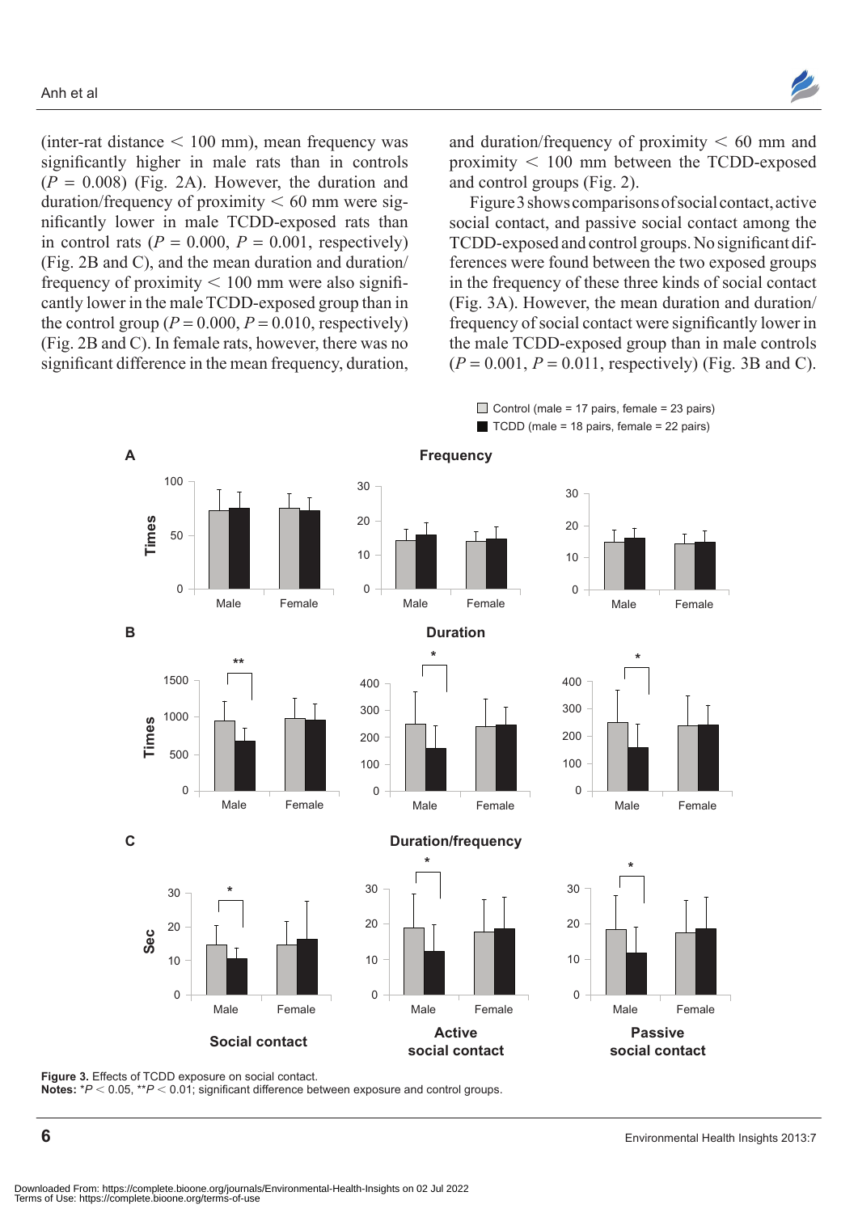(inter-rat distance < 100 mm), mean frequency was significantly higher in male rats than in controls ($P = 0.008$) (Fig. 2A). However, the duration and duration/frequency of proximity < 60 mm were significantly lower in male TCDD-exposed rats than in control rats ($P = 0.000$, $P = 0.001$, respectively) (Fig. 2B and C), and the mean duration and duration/frequency of proximity < 100 mm were also significantly lower in the male TCDD-exposed group than in the control group ($P = 0.000$, $P = 0.010$, respectively) (Fig. 2B and C). In female rats, however, there was no significant difference in the mean frequency, duration, and duration/frequency of proximity < 60 mm and proximity < 100 mm between the TCDD-exposed and control groups (Fig. 2).

Figure 3 shows comparisons of social contact, active social contact, and passive social contact among the TCDD-exposed and control groups. No significant differences were found between the two exposed groups in the frequency of these three kinds of social contact (Fig. 3A). However, the mean duration and duration/frequency of social contact were significantly lower in the male TCDD-exposed group than in male controls ($P = 0.001$, $P = 0.011$, respectively) (Fig. 3B and C).

**Figure 3.** Effects of TCDD exposure on social contact.
**Notes:** $^*P < 0.05$, $^{**}P < 0.01$; significant difference between exposure and control groups.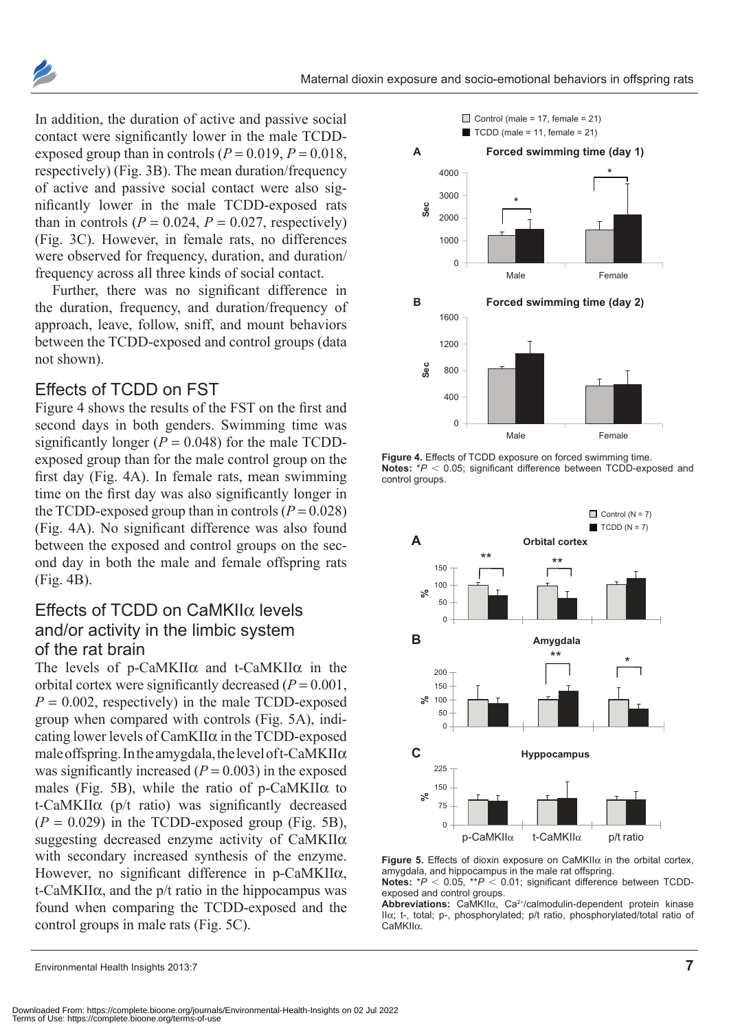In addition, the duration of active and passive social contact were significantly lower in the male TCDD-exposed group than in controls ($P = 0.019$, $P = 0.018$, respectively) (Fig. 3B). The mean duration/frequency of active and passive social contact were also significantly lower in the male TCDD-exposed rats than in controls ($P = 0.024$, $P = 0.027$, respectively) (Fig. 3C). However, in female rats, no differences were observed for frequency, duration, and duration/frequency across all three kinds of social contact.

Further, there was no significant difference in the duration, frequency, and duration/frequency of approach, leave, follow, sniff, and mount behaviors between the TCDD-exposed and control groups (data not shown).

## Effects of TCDD on FST

Figure 4 shows the results of the FST on the first and second days in both genders. Swimming time was significantly longer ($P = 0.048$) for the male TCDD-exposed group than for the male control group on the first day (Fig. 4A). In female rats, mean swimming time on the first day was also significantly longer in the TCDD-exposed group than in controls ($P = 0.028$) (Fig. 4A). No significant difference was also found between the exposed and control groups on the second day in both the male and female offspring rats (Fig. 4B).

## Effects of TCDD on CaMKIIα levels and/or activity in the limbic system of the rat brain

The levels of p-CaMKIIα and t-CaMKIIα in the orbital cortex were significantly decreased ($P = 0.001$, $P = 0.002$, respectively) in the male TCDD-exposed group when compared with controls (Fig. 5A), indicating lower levels of CamKIIα in the TCDD-exposed male offspring. In the amygdala, the level of t-CaMKIIα was significantly increased ($P = 0.003$) in the exposed males (Fig. 5B), while the ratio of p-CaMKIIα to t-CaMKIIα (p/t ratio) was significantly decreased ($P = 0.029$) in the TCDD-exposed group (Fig. 5B), suggesting decreased enzyme activity of CaMKIIα with secondary increased synthesis of the enzyme. However, no significant difference in p-CaMKIIα, t-CaMKIIα, and the p/t ratio in the hippocampus was found when comparing the TCDD-exposed and the control groups in male rats (Fig. 5C).

**Figure 4.** Effects of TCDD exposure on forced swimming time.
**Notes:** $^{*}P < 0.05$; significant difference between TCDD-exposed and control groups.

**Figure 5.** Effects of dioxin exposure on CaMKIIα in the orbital cortex, amygdala, and hippocampus in the male rat offspring.
**Notes:** $^{*}P < 0.05$, $^{**}P < 0.01$; significant difference between TCDD-exposed and control groups.
**Abbreviations:** CaMKIIα, $Ca^{2+}$/calmodulin-dependent protein kinase IIα; t-, total; p-, phosphorylated; p/t ratio, phosphorylated/total ratio of CaMKIIα.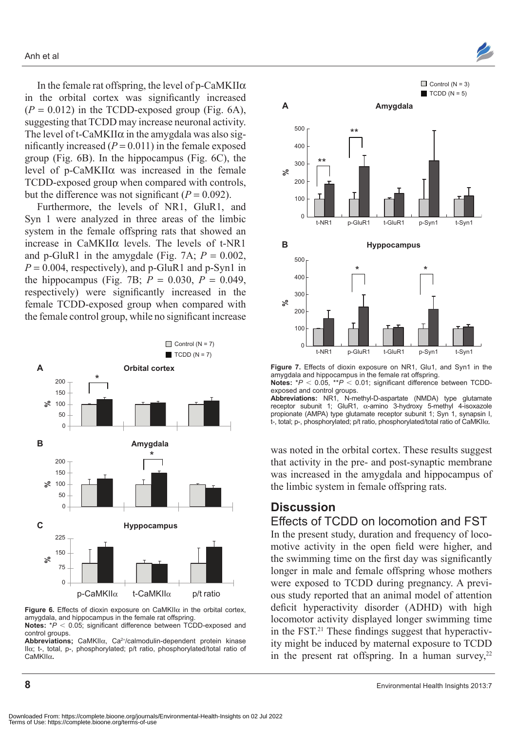In the female rat offspring, the level of p-CaMKIIα in the orbital cortex was significantly increased ($P = 0.012$) in the TCDD-exposed group (Fig. 6A), suggesting that TCDD may increase neuronal activity. The level of t-CaMKIIα in the amygdala was also significantly increased ($P = 0.011$) in the female exposed group (Fig. 6B). In the hippocampus (Fig. 6C), the level of p-CaMKIIα was increased in the female TCDD-exposed group when compared with controls, but the difference was not significant ($P = 0.092$).

Furthermore, the levels of NR1, GluR1, and Syn 1 were analyzed in three areas of the limbic system in the female offspring rats that showed an increase in CaMKIIα levels. The levels of t-NR1 and p-GluR1 in the amygdale (Fig. 7A; $P = 0.002$, $P = 0.004$, respectively), and p-GluR1 and p-Syn1 in the hippocampus (Fig. 7B; $P = 0.030$, $P = 0.049$, respectively) were significantly increased in the female TCDD-exposed group when compared with the female control group, while no significant increase was noted in the orbital cortex. These results suggest that activity in the pre- and post-synaptic membrane was increased in the amygdala and hippocampus of the limbic system in female offspring rats.

**Figure 6.** Effects of dioxin exposure on CaMKIIα in the orbital cortex, amygdala, and hippocampus in the female rat offspring.
**Notes:** $^{*}P < 0.05$; significant difference between TCDD-exposed and control groups.
**Abbreviations;** CaMKIIα, $Ca^{2+}$/calmodulin-dependent protein kinase IIα; t-, total, p-, phosphorylated; p/t ratio, phosphorylated/total ratio of CaMKIIα.

**Figure 7.** Effects of dioxin exposure on NR1, Glu1, and Syn1 in the amygdala and hippocampus in the female rat offspring.
**Notes:** $^{*}P < 0.05$, $^{**}P < 0.01$; significant difference between TCDD-exposed and control groups.
**Abbreviations:** NR1, N-methyl-D-aspartate (NMDA) type glutamate receptor subunit 1; GluR1, α-amino 3-hydroxy 5-methyl 4-isoxazole propionate (AMPA) type glutamate receptor subunit 1; Syn 1, synapsin I, t-, total; p-, phosphorylated; p/t ratio, phosphorylated/total ratio of CaMKIIα.

## Discussion

### Effects of TCDD on locomotion and FST

In the present study, duration and frequency of locomotive activity in the open field were higher, and the swimming time on the first day was significantly longer in male and female offspring whose mothers were exposed to TCDD during pregnancy. A previous study reported that an animal model of attention deficit hyperactivity disorder (ADHD) with high locomotor activity displayed longer swimming time in the FST.[21] These findings suggest that hyperactivity might be induced by maternal exposure to TCDD in the present rat offspring. In a human survey,[22]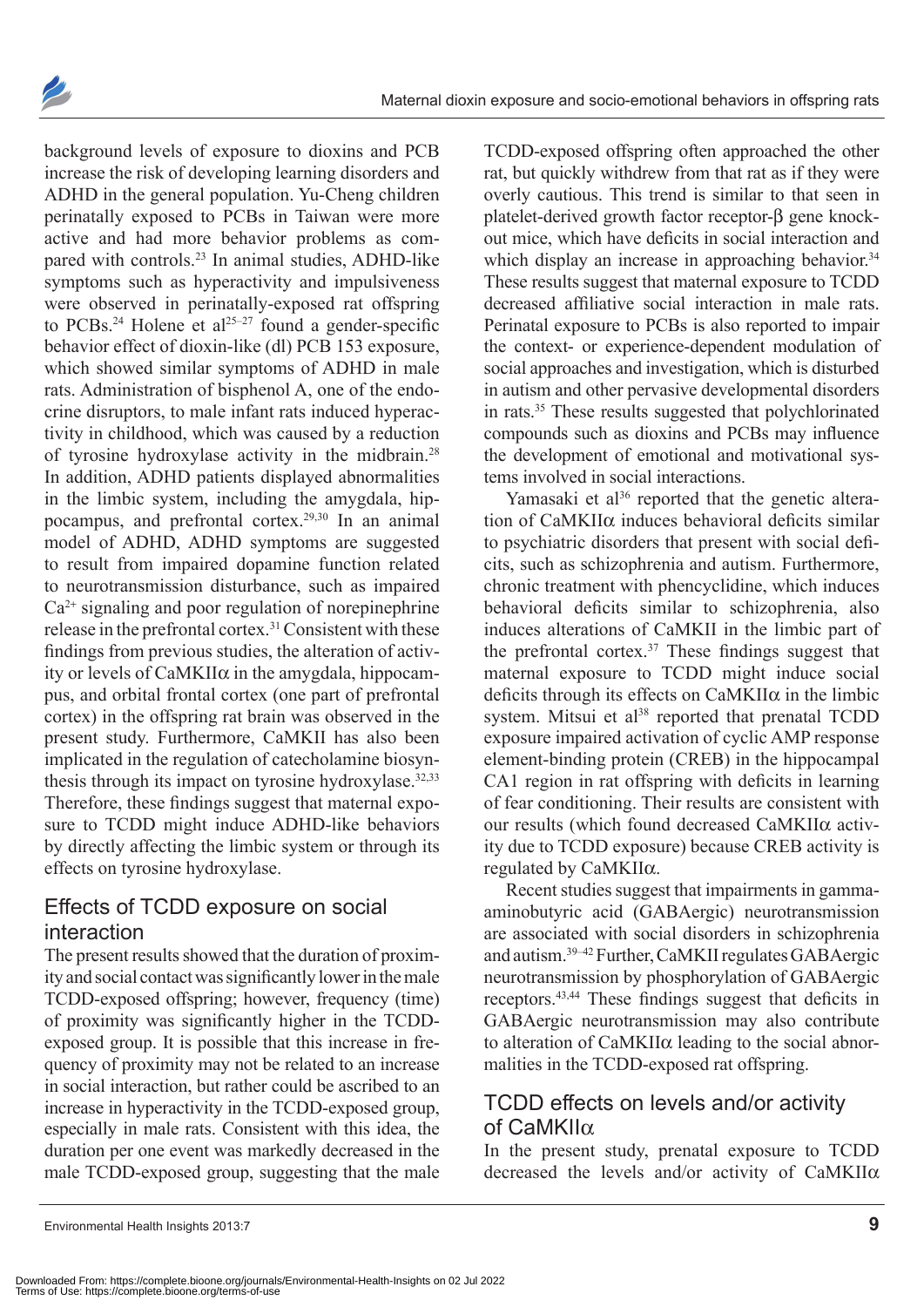background levels of exposure to dioxins and PCB increase the risk of developing learning disorders and ADHD in the general population. Yu-Cheng children perinatally exposed to PCBs in Taiwan were more active and had more behavior problems as compared with controls.[23] In animal studies, ADHD-like symptoms such as hyperactivity and impulsiveness were observed in perinatally-exposed rat offspring to PCBs.[24] Holene et al[25–27] found a gender-specific behavior effect of dioxin-like (dl) PCB 153 exposure, which showed similar symptoms of ADHD in male rats. Administration of bisphenol A, one of the endocrine disruptors, to male infant rats induced hyperactivity in childhood, which was caused by a reduction of tyrosine hydroxylase activity in the midbrain.[28] In addition, ADHD patients displayed abnormalities in the limbic system, including the amygdala, hippocampus, and prefrontal cortex.[29,30] In an animal model of ADHD, ADHD symptoms are suggested to result from impaired dopamine function related to neurotransmission disturbance, such as impaired $Ca^{2+}$ signaling and poor regulation of norepinephrine release in the prefrontal cortex.[31] Consistent with these findings from previous studies, the alteration of activity or levels of CaMKIIα in the amygdala, hippocampus, and orbital frontal cortex (one part of prefrontal cortex) in the offspring rat brain was observed in the present study. Furthermore, CaMKII has also been implicated in the regulation of catecholamine biosynthesis through its impact on tyrosine hydroxylase.[32,33] Therefore, these findings suggest that maternal exposure to TCDD might induce ADHD-like behaviors by directly affecting the limbic system or through its effects on tyrosine hydroxylase.

## Effects of TCDD exposure on social interaction

The present results showed that the duration of proximity and social contact was significantly lower in the male TCDD-exposed offspring; however, frequency (time) of proximity was significantly higher in the TCDD-exposed group. It is possible that this increase in frequency of proximity may not be related to an increase in social interaction, but rather could be ascribed to an increase in hyperactivity in the TCDD-exposed group, especially in male rats. Consistent with this idea, the duration per one event was markedly decreased in the male TCDD-exposed group, suggesting that the male TCDD-exposed offspring often approached the other rat, but quickly withdrew from that rat as if they were overly cautious. This trend is similar to that seen in platelet-derived growth factor receptor-β gene knockout mice, which have deficits in social interaction and which display an increase in approaching behavior.[34] These results suggest that maternal exposure to TCDD decreased affiliative social interaction in male rats. Perinatal exposure to PCBs is also reported to impair the context- or experience-dependent modulation of social approaches and investigation, which is disturbed in autism and other pervasive developmental disorders in rats.[35] These results suggested that polychlorinated compounds such as dioxins and PCBs may influence the development of emotional and motivational systems involved in social interactions.

Yamasaki et al[36] reported that the genetic alteration of CaMKIIα induces behavioral deficits similar to psychiatric disorders that present with social deficits, such as schizophrenia and autism. Furthermore, chronic treatment with phencyclidine, which induces behavioral deficits similar to schizophrenia, also induces alterations of CaMKII in the limbic part of the prefrontal cortex.[37] These findings suggest that maternal exposure to TCDD might induce social deficits through its effects on CaMKIIα in the limbic system. Mitsui et al[38] reported that prenatal TCDD exposure impaired activation of cyclic AMP response element-binding protein (CREB) in the hippocampal CA1 region in rat offspring with deficits in learning of fear conditioning. Their results are consistent with our results (which found decreased CaMKIIα activity due to TCDD exposure) because CREB activity is regulated by CaMKIIα.

Recent studies suggest that impairments in gamma-aminobutyric acid (GABAergic) neurotransmission are associated with social disorders in schizophrenia and autism.[39–42] Further, CaMKII regulates GABAergic neurotransmission by phosphorylation of GABAergic receptors.[43,44] These findings suggest that deficits in GABAergic neurotransmission may also contribute to alteration of CaMKIIα leading to the social abnormalities in the TCDD-exposed rat offspring.

## TCDD effects on levels and/or activity of CaMKIIα

In the present study, prenatal exposure to TCDD decreased the levels and/or activity of CaMKIIα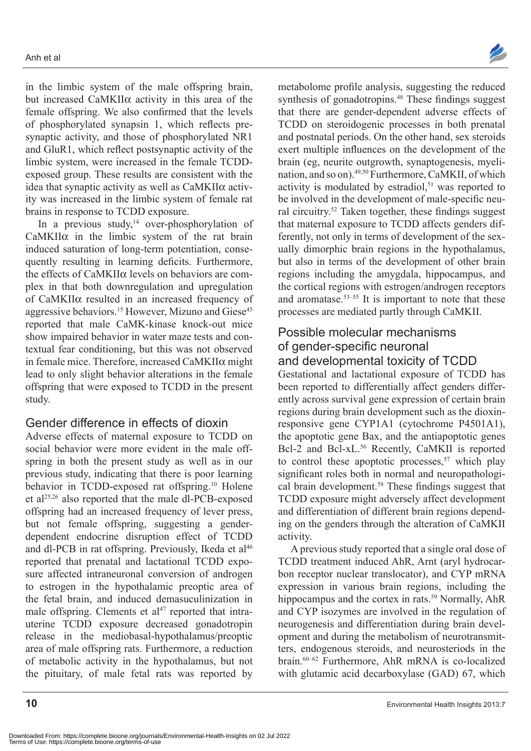in the limbic system of the male offspring brain, but increased CaMKIIα activity in this area of the female offspring. We also confirmed that the levels of phosphorylated synapsin 1, which reflects presynaptic activity, and those of phosphorylated NR1 and GluR1, which reflect postsynaptic activity of the limbic system, were increased in the female TCDD-exposed group. These results are consistent with the idea that synaptic activity as well as CaMKIIα activity was increased in the limbic system of female rat brains in response to TCDD exposure.

In a previous study,[14] over-phosphorylation of CaMKIIα in the limbic system of the rat brain induced saturation of long-term potentiation, consequently resulting in learning deficits. Furthermore, the effects of CaMKIIα levels on behaviors are complex in that both downregulation and upregulation of CaMKIIα resulted in an increased frequency of aggressive behaviors.[15] However, Mizuno and Giese[45] reported that male CaMK-kinase knock-out mice show impaired behavior in water maze tests and contextual fear conditioning, but this was not observed in female mice. Therefore, increased CaMKIIα might lead to only slight behavior alterations in the female offspring that were exposed to TCDD in the present study.

## Gender difference in effects of dioxin

Adverse effects of maternal exposure to TCDD on social behavior were more evident in the male offspring in both the present study as well as in our previous study, indicating that there is poor learning behavior in TCDD-exposed rat offspring.[10] Holene et al[25,26] also reported that the male dl-PCB-exposed offspring had an increased frequency of lever press, but not female offspring, suggesting a gender-dependent endocrine disruption effect of TCDD and dl-PCB in rat offspring. Previously, Ikeda et al[46] reported that prenatal and lactational TCDD exposure affected intraneuronal conversion of androgen to estrogen in the hypothalamic preoptic area of the fetal brain, and induced demasuculinization in male offspring. Clements et al[47] reported that intrauterine TCDD exposure decreased gonadotropin release in the mediobasal-hypothalamus/preoptic area of male offspring rats. Furthermore, a reduction of metabolic activity in the hypothalamus, but not the pituitary, of male fetal rats was reported by metabolome profile analysis, suggesting the reduced synthesis of gonadotropins.[48] These findings suggest that there are gender-dependent adverse effects of TCDD on steroidogenic processes in both prenatal and postnatal periods. On the other hand, sex steroids exert multiple influences on the development of the brain (eg, neurite outgrowth, synaptogenesis, myelination, and so on).[49,50] Furthermore, CaMKII, of which activity is modulated by estradiol,[51] was reported to be involved in the development of male-specific neural circuitry.[52] Taken together, these findings suggest that maternal exposure to TCDD affects genders differently, not only in terms of development of the sexually dimorphic brain regions in the hypothalamus, but also in terms of the development of other brain regions including the amygdala, hippocampus, and the cortical regions with estrogen/androgen receptors and aromatase.[53–55] It is important to note that these processes are mediated partly through CaMKII.

## Possible molecular mechanisms of gender-specific neuronal and developmental toxicity of TCDD

Gestational and lactational exposure of TCDD has been reported to differentially affect genders differently across survival gene expression of certain brain regions during brain development such as the dioxin-responsive gene CYP1A1 (cytochrome P4501A1), the apoptotic gene Bax, and the antiapoptotic genes Bcl-2 and Bcl-xL.[56] Recently, CaMKII is reported to control these apoptotic processes,[57] which play significant roles both in normal and neuropathological brain development.[58] These findings suggest that TCDD exposure might adversely affect development and differentiation of different brain regions depending on the genders through the alteration of CaMKII activity.

A previous study reported that a single oral dose of TCDD treatment induced AhR, Arnt (aryl hydrocarbon receptor nuclear translocator), and CYP mRNA expression in various brain regions, including the hippocampus and the cortex in rats.[59] Normally, AhR and CYP isozymes are involved in the regulation of neurogenesis and differentiation during brain development and during the metabolism of neurotransmitters, endogenous steroids, and neurosteriods in the brain.[60–62] Furthermore, AhR mRNA is co-localized with glutamic acid decarboxylase (GAD) 67, which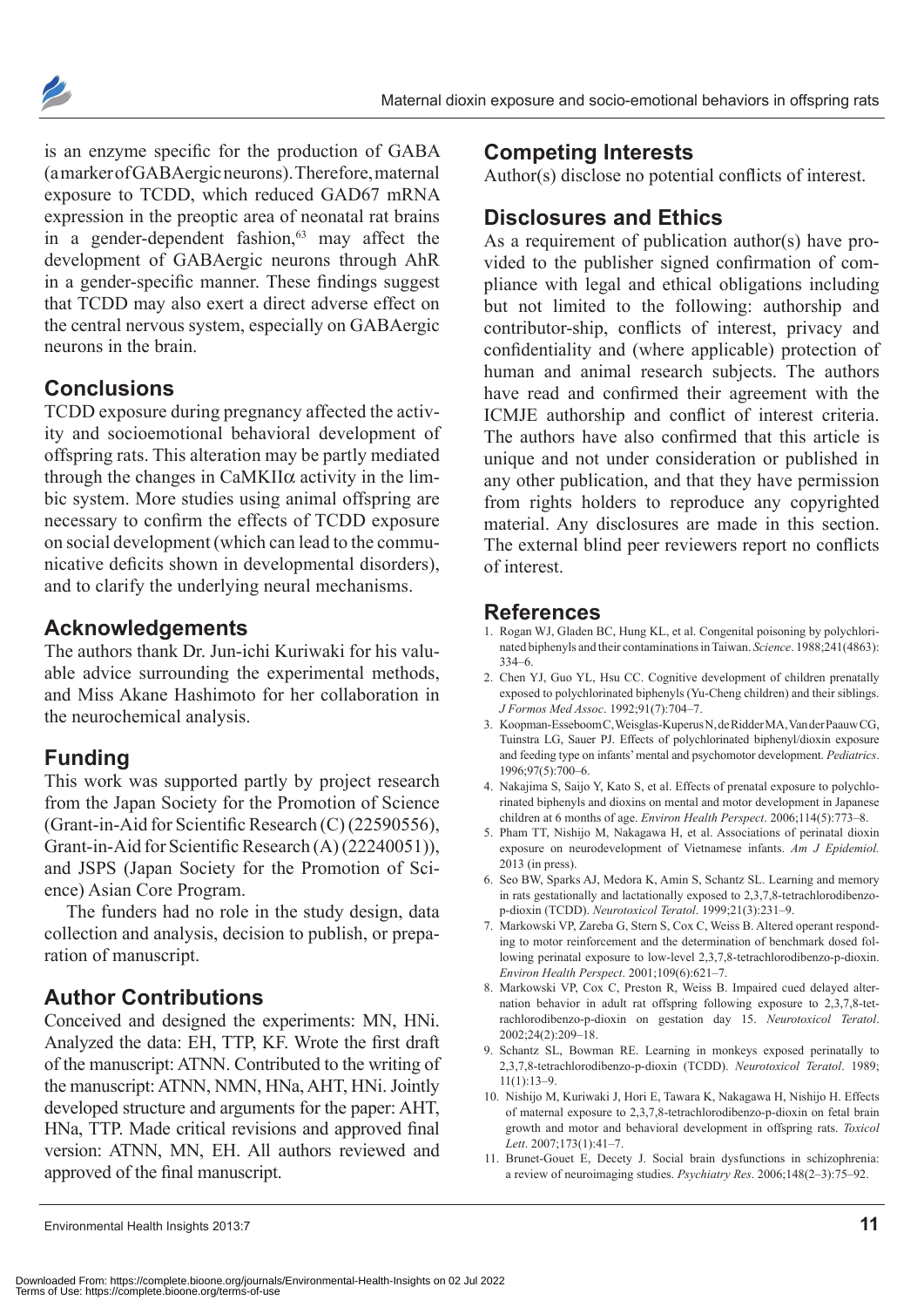is an enzyme specific for the production of GABA (a marker of GABAergic neurons). Therefore, maternal exposure to TCDD, which reduced GAD67 mRNA expression in the preoptic area of neonatal rat brains in a gender-dependent fashion,[63] may affect the development of GABAergic neurons through AhR in a gender-specific manner. These findings suggest that TCDD may also exert a direct adverse effect on the central nervous system, especially on GABAergic neurons in the brain.

## Conclusions

TCDD exposure during pregnancy affected the activity and socioemotional behavioral development of offspring rats. This alteration may be partly mediated through the changes in CaMKIIα activity in the limbic system. More studies using animal offspring are necessary to confirm the effects of TCDD exposure on social development (which can lead to the communicative deficits shown in developmental disorders), and to clarify the underlying neural mechanisms.

## Acknowledgements

The authors thank Dr. Jun-ichi Kuriwaki for his valuable advice surrounding the experimental methods, and Miss Akane Hashimoto for her collaboration in the neurochemical analysis.

## Funding

This work was supported partly by project research from the Japan Society for the Promotion of Science (Grant-in-Aid for Scientific Research (C) (22590556), Grant-in-Aid for Scientific Research (A) (22240051)), and JSPS (Japan Society for the Promotion of Science) Asian Core Program.

The funders had no role in the study design, data collection and analysis, decision to publish, or preparation of manuscript.

## Author Contributions

Conceived and designed the experiments: MN, HNi. Analyzed the data: EH, TTP, KF. Wrote the first draft of the manuscript: ATNN. Contributed to the writing of the manuscript: ATNN, NMN, HNa, AHT, HNi. Jointly developed structure and arguments for the paper: AHT, HNa, TTP. Made critical revisions and approved final version: ATNN, MN, EH. All authors reviewed and approved of the final manuscript.

## Competing Interests

Author(s) disclose no potential conflicts of interest.

## Disclosures and Ethics

As a requirement of publication author(s) have provided to the publisher signed confirmation of compliance with legal and ethical obligations including but not limited to the following: authorship and contributor-ship, conflicts of interest, privacy and confidentiality and (where applicable) protection of human and animal research subjects. The authors have read and confirmed their agreement with the ICMJE authorship and conflict of interest criteria. The authors have also confirmed that this article is unique and not under consideration or published in any other publication, and that they have permission from rights holders to reproduce any copyrighted material. Any disclosures are made in this section. The external blind peer reviewers report no conflicts of interest.

## References

1. Rogan WJ, Gladen BC, Hung KL, et al. Congenital poisoning by polychlorinated biphenyls and their contaminations in Taiwan. *Science*. 1988;241(4863):334–6.
2. Chen YJ, Guo YL, Hsu CC. Cognitive development of children prenatally exposed to polychlorinated biphenyls (Yu-Cheng children) and their siblings. *J Formos Med Assoc*. 1992;91(7):704–7.
3. Koopman-Esseboom C, Weisglas-Kuperus N, de Ridder MA, Van der Paauw CG, Tuinstra LG, Sauer PJ. Effects of polychlorinated biphenyl/dioxin exposure and feeding type on infants' mental and psychomotor development. *Pediatrics*. 1996;97(5):700–6.
4. Nakajima S, Saijo Y, Kato S, et al. Effects of prenatal exposure to polychlorinated biphenyls and dioxins on mental and motor development in Japanese children at 6 months of age. *Environ Health Perspect*. 2006;114(5):773–8.
5. Pham TT, Nishijo M, Nakagawa H, et al. Associations of perinatal dioxin exposure on neurodevelopment of Vietnamese infants. *Am J Epidemiol.* 2013 (in press).
6. Seo BW, Sparks AJ, Medora K, Amin S, Schantz SL. Learning and memory in rats gestationally and lactationally exposed to 2,3,7,8-tetrachlorodibenzo-p-dioxin (TCDD). *Neurotoxicol Teratol*. 1999;21(3):231–9.
7. Markowski VP, Zareba G, Stern S, Cox C, Weiss B. Altered operant responding to motor reinforcement and the determination of benchmark dosed following perinatal exposure to low-level 2,3,7,8-tetrachlorodibenzo-p-dioxin. *Environ Health Perspect*. 2001;109(6):621–7.
8. Markowski VP, Cox C, Preston R, Weiss B. Impaired cued delayed alternation behavior in adult rat offspring following exposure to 2,3,7,8-tetrachlorodibenzo-p-dioxin on gestation day 15. *Neurotoxicol Teratol*. 2002;24(2):209–18.
9. Schantz SL, Bowman RE. Learning in monkeys exposed perinatally to 2,3,7,8-tetrachlorodibenzo-p-dioxin (TCDD). *Neurotoxicol Teratol*. 1989;11(1):13–9.
10. Nishijo M, Kuriwaki J, Hori E, Tawara K, Nakagawa H, Nishijo H. Effects of maternal exposure to 2,3,7,8-tetrachlorodibenzo-p-dioxin on fetal brain growth and motor and behavioral development in offspring rats. *Toxicol Lett*. 2007;173(1):41–7.
11. Brunet-Gouet E, Decety J. Social brain dysfunctions in schizophrenia: a review of neuroimaging studies. *Psychiatry Res*. 2006;148(2–3):75–92.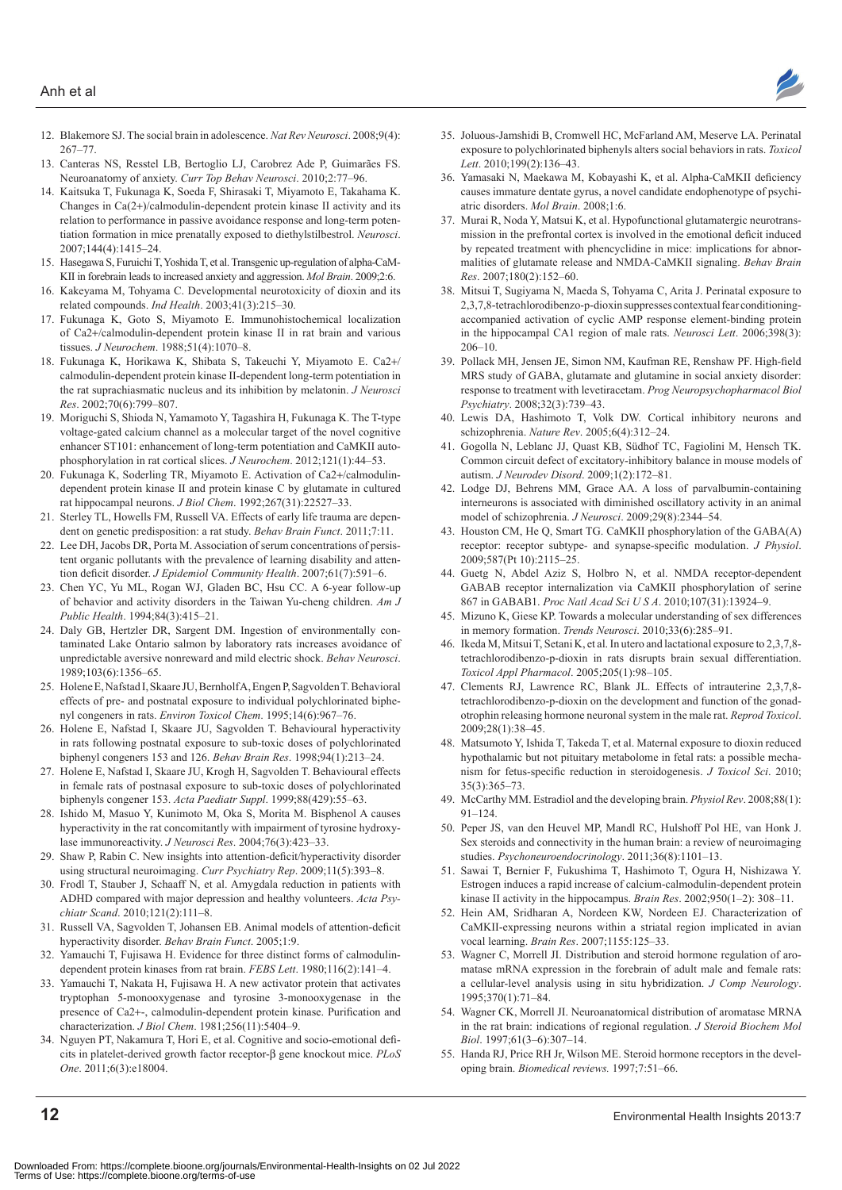12. Blakemore SJ. The social brain in adolescence. *Nat Rev Neurosci*. 2008;9(4): 267–77.
13. Canteras NS, Resstel LB, Bertoglio LJ, Carobrez Ade P, Guimarães FS. Neuroanatomy of anxiety. *Curr Top Behav Neurosci*. 2010;2:77–96.
14. Kaitsuka T, Fukunaga K, Soeda F, Shirasaki T, Miyamoto E, Takahama K. Changes in Ca(2+)/calmodulin-dependent protein kinase II activity and its relation to performance in passive avoidance response and long-term potentiation formation in mice prenatally exposed to diethylstilbestrol. *Neurosci*. 2007;144(4):1415–24.
15. Hasegawa S, Furuichi T, Yoshida T, et al. Transgenic up-regulation of alpha-CaM-KII in forebrain leads to increased anxiety and aggression. *Mol Brain*. 2009;2:6.
16. Kakeyama M, Tohyama C. Developmental neurotoxicity of dioxin and its related compounds. *Ind Health*. 2003;41(3):215–30.
17. Fukunaga K, Goto S, Miyamoto E. Immunohistochemical localization of Ca2+/calmodulin-dependent protein kinase II in rat brain and various tissues. *J Neurochem*. 1988;51(4):1070–8.
18. Fukunaga K, Horikawa K, Shibata S, Takeuchi Y, Miyamoto E. Ca2+/calmodulin-dependent protein kinase II-dependent long-term potentiation in the rat suprachiasmatic nucleus and its inhibition by melatonin. *J Neurosci Res*. 2002;70(6):799–807.
19. Moriguchi S, Shioda N, Yamamoto Y, Tagashira H, Fukunaga K. The T-type voltage-gated calcium channel as a molecular target of the novel cognitive enhancer ST101: enhancement of long-term potentiation and CaMKII autophosphorylation in rat cortical slices. *J Neurochem*. 2012;121(1):44–53.
20. Fukunaga K, Soderling TR, Miyamoto E. Activation of Ca2+/calmodulin-dependent protein kinase II and protein kinase C by glutamate in cultured rat hippocampal neurons. *J Biol Chem*. 1992;267(31):22527–33.
21. Sterley TL, Howells FM, Russell VA. Effects of early life trauma are dependent on genetic predisposition: a rat study. *Behav Brain Funct*. 2011;7:11.
22. Lee DH, Jacobs DR, Porta M. Association of serum concentrations of persistent organic pollutants with the prevalence of learning disability and attention deficit disorder. *J Epidemiol Community Health*. 2007;61(7):591–6.
23. Chen YC, Yu ML, Rogan WJ, Gladen BC, Hsu CC. A 6-year follow-up of behavior and activity disorders in the Taiwan Yu-cheng children. *Am J Public Health*. 1994;84(3):415–21.
24. Daly GB, Hertzler DR, Sargent DM. Ingestion of environmentally contaminated Lake Ontario salmon by laboratory rats increases avoidance of unpredictable aversive nonreward and mild electric shock. *Behav Neurosci*. 1989;103(6):1356–65.
25. Holene E, Nafstad I, Skaare JU, Bernhoft A, Engen P, Sagvolden T. Behavioral effects of pre- and postnatal exposure to individual polychlorinated biphenyl congeners in rats. *Environ Toxicol Chem*. 1995;14(6):967–76.
26. Holene E, Nafstad I, Skaare JU, Sagvolden T. Behavioural hyperactivity in rats following postnatal exposure to sub-toxic doses of polychlorinated biphenyl congeners 153 and 126. *Behav Brain Res*. 1998;94(1):213–24.
27. Holene E, Nafstad I, Skaare JU, Krogh H, Sagvolden T. Behavioural effects in female rats of postnasal exposure to sub-toxic doses of polychlorinated biphenyls congener 153. *Acta Paediatr Suppl*. 1999;88(429):55–63.
28. Ishido M, Masuo Y, Kunimoto M, Oka S, Morita M. Bisphenol A causes hyperactivity in the rat concomitantly with impairment of tyrosine hydroxylase immunoreactivity. *J Neurosci Res*. 2004;76(3):423–33.
29. Shaw P, Rabin C. New insights into attention-deficit/hyperactivity disorder using structural neuroimaging. *Curr Psychiatry Rep*. 2009;11(5):393–8.
30. Frodl T, Stauber J, Schaaff N, et al. Amygdala reduction in patients with ADHD compared with major depression and healthy volunteers. *Acta Psychiatr Scand*. 2010;121(2):111–8.
31. Russell VA, Sagvolden T, Johansen EB. Animal models of attention-deficit hyperactivity disorder. *Behav Brain Funct*. 2005;1:9.
32. Yamauchi T, Fujisawa H. Evidence for three distinct forms of calmodulin-dependent protein kinases from rat brain. *FEBS Lett*. 1980;116(2):141–4.
33. Yamauchi T, Nakata H, Fujisawa H. A new activator protein that activates tryptophan 5-monooxygenase and tyrosine 3-monooxygenase in the presence of Ca2+-, calmodulin-dependent protein kinase. Purification and characterization. *J Biol Chem*. 1981;256(11):5404–9.
34. Nguyen PT, Nakamura T, Hori E, et al. Cognitive and socio-emotional deficits in platelet-derived growth factor receptor-β gene knockout mice. *PLoS One*. 2011;6(3):e18004.
35. Joluous-Jamshidi B, Cromwell HC, McFarland AM, Meserve LA. Perinatal exposure to polychlorinated biphenyls alters social behaviors in rats. *Toxicol Lett*. 2010;199(2):136–43.
36. Yamasaki N, Maekawa M, Kobayashi K, et al. Alpha-CaMKII deficiency causes immature dentate gyrus, a novel candidate endophenotype of psychiatric disorders. *Mol Brain*. 2008;1:6.
37. Murai R, Noda Y, Matsui K, et al. Hypofunctional glutamatergic neurotransmission in the prefrontal cortex is involved in the emotional deficit induced by repeated treatment with phencyclidine in mice: implications for abnormalities of glutamate release and NMDA-CaMKII signaling. *Behav Brain Res*. 2007;180(2):152–60.
38. Mitsui T, Sugiyama N, Maeda S, Tohyama C, Arita J. Perinatal exposure to 2,3,7,8-tetrachlorodibenzo-p-dioxin suppresses contextual fear conditioning-accompanied activation of cyclic AMP response element-binding protein in the hippocampal CA1 region of male rats. *Neurosci Lett*. 2006;398(3): 206–10.
39. Pollack MH, Jensen JE, Simon NM, Kaufman RE, Renshaw PF. High-field MRS study of GABA, glutamate and glutamine in social anxiety disorder: response to treatment with levetiracetam. *Prog Neuropsychopharmacol Biol Psychiatry*. 2008;32(3):739–43.
40. Lewis DA, Hashimoto T, Volk DW. Cortical inhibitory neurons and schizophrenia. *Nature Rev*. 2005;6(4):312–24.
41. Gogolla N, Leblanc JJ, Quast KB, Südhof TC, Fagiolini M, Hensch TK. Common circuit defect of excitatory-inhibitory balance in mouse models of autism. *J Neurodev Disord*. 2009;1(2):172–81.
42. Lodge DJ, Behrens MM, Grace AA. A loss of parvalbumin-containing interneurons is associated with diminished oscillatory activity in an animal model of schizophrenia. *J Neurosci*. 2009;29(8):2344–54.
43. Houston CM, He Q, Smart TG. CaMKII phosphorylation of the GABA(A) receptor: receptor subtype- and synapse-specific modulation. *J Physiol*. 2009;587(Pt 10):2115–25.
44. Guetg N, Abdel Aziz S, Holbro N, et al. NMDA receptor-dependent GABAB receptor internalization via CaMKII phosphorylation of serine 867 in GABAB1. *Proc Natl Acad Sci U S A*. 2010;107(31):13924–9.
45. Mizuno K, Giese KP. Towards a molecular understanding of sex differences in memory formation. *Trends Neurosci*. 2010;33(6):285–91.
46. Ikeda M, Mitsui T, Setani K, et al. In utero and lactational exposure to 2,3,7,8-tetrachlorodibenzo-p-dioxin in rats disrupts brain sexual differentiation. *Toxicol Appl Pharmacol*. 2005;205(1):98–105.
47. Clements RJ, Lawrence RC, Blank JL. Effects of intrauterine 2,3,7,8-tetrachlorodibenzo-p-dioxin on the development and function of the gonadotrophin releasing hormone neuronal system in the male rat. *Reprod Toxicol*. 2009;28(1):38–45.
48. Matsumoto Y, Ishida T, Takeda T, et al. Maternal exposure to dioxin reduced hypothalamic but not pituitary metabolome in fetal rats: a possible mechanism for fetus-specific reduction in steroidogenesis. *J Toxicol Sci*. 2010; 35(3):365–73.
49. McCarthy MM. Estradiol and the developing brain. *Physiol Rev*. 2008;88(1): 91–124.
50. Peper JS, van den Heuvel MP, Mandl RC, Hulshoff Pol HE, van Honk J. Sex steroids and connectivity in the human brain: a review of neuroimaging studies. *Psychoneuroendocrinology*. 2011;36(8):1101–13.
51. Sawai T, Bernier F, Fukushima T, Hashimoto T, Ogura H, Nishizawa Y. Estrogen induces a rapid increase of calcium-calmodulin-dependent protein kinase II activity in the hippocampus. *Brain Res*. 2002;950(1–2): 308–11.
52. Hein AM, Sridharan A, Nordeen KW, Nordeen EJ. Characterization of CaMKII-expressing neurons within a striatal region implicated in avian vocal learning. *Brain Res*. 2007;1155:125–33.
53. Wagner C, Morrell JI. Distribution and steroid hormone regulation of aromatase mRNA expression in the forebrain of adult male and female rats: a cellular-level analysis using in situ hybridization. *J Comp Neurology*. 1995;370(1):71–84.
54. Wagner CK, Morrell JI. Neuroanatomical distribution of aromatase MRNA in the rat brain: indications of regional regulation. *J Steroid Biochem Mol Biol*. 1997;61(3–6):307–14.
55. Handa RJ, Price RH Jr, Wilson ME. Steroid hormone receptors in the developing brain. *Biomedical reviews.* 1997;7:51–66.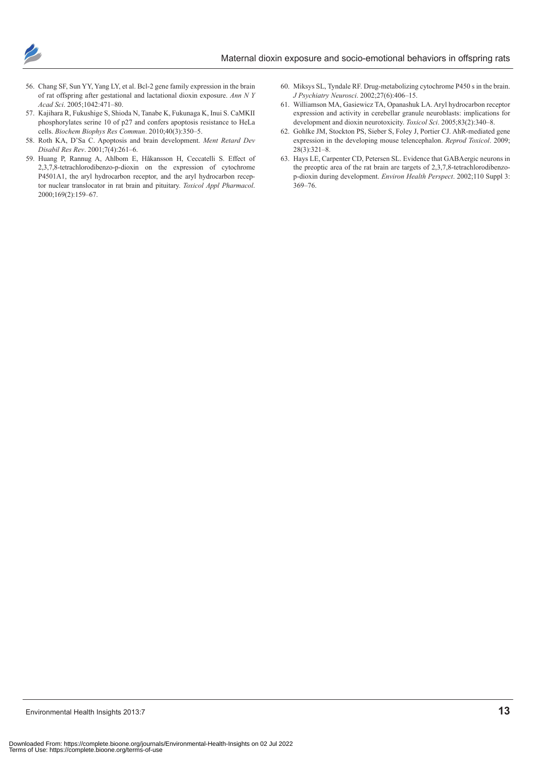56. Chang SF, Sun YY, Yang LY, et al. Bcl-2 gene family expression in the brain of rat offspring after gestational and lactational dioxin exposure. *Ann N Y Acad Sci*. 2005;1042:471–80.
57. Kajihara R, Fukushige S, Shioda N, Tanabe K, Fukunaga K, Inui S. CaMKII phosphorylates serine 10 of p27 and confers apoptosis resistance to HeLa cells. *Biochem Biophys Res Commun*. 2010;40(3):350–5.
58. Roth KA, D'Sa C. Apoptosis and brain development. *Ment Retard Dev Disabil Res Rev*. 2001;7(4):261–6.
59. Huang P, Rannug A, Ahlbom E, Håkansson H, Ceccatelli S. Effect of 2,3,7,8-tetrachlorodibenzo-p-dioxin on the expression of cytochrome P4501A1, the aryl hydrocarbon receptor, and the aryl hydrocarbon receptor nuclear translocator in rat brain and pituitary. *Toxicol Appl Pharmacol*. 2000;169(2):159–67.
60. Miksys SL, Tyndale RF. Drug-metabolizing cytochrome P450 s in the brain. *J Psychiatry Neurosci*. 2002;27(6):406–15.
61. Williamson MA, Gasiewicz TA, Opanashuk LA. Aryl hydrocarbon receptor expression and activity in cerebellar granule neuroblasts: implications for development and dioxin neurotoxicity. *Toxicol Sci*. 2005;83(2):340–8.
62. Gohlke JM, Stockton PS, Sieber S, Foley J, Portier CJ. AhR-mediated gene expression in the developing mouse telencephalon. *Reprod Toxicol*. 2009;28(3):321–8.
63. Hays LE, Carpenter CD, Petersen SL. Evidence that GABAergic neurons in the preoptic area of the rat brain are targets of 2,3,7,8-tetrachlorodibenzo-p-dioxin during development. *Environ Health Perspect*. 2002;110 Suppl 3:369–76.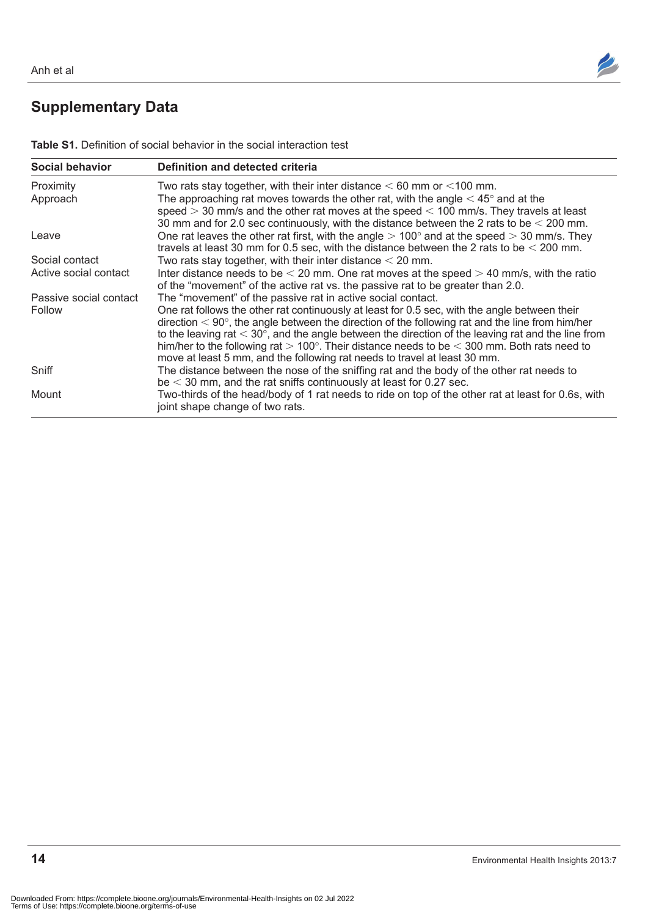## Supplementary Data

**Table S1.** Definition of social behavior in the social interaction test

| Social behavior | Definition and detected criteria |
|---|---|
| Proximity | Two rats stay together, with their inter distance < 60 mm or <100 mm. |
| Approach | The approaching rat moves towards the other rat, with the angle < 45° and at the speed > 30 mm/s and the other rat moves at the speed < 100 mm/s. They travels at least 30 mm and for 2.0 sec continuously, with the distance between the 2 rats to be < 200 mm. |
| Leave | One rat leaves the other rat first, with the angle > 100° and at the speed > 30 mm/s. They travels at least 30 mm for 0.5 sec, with the distance between the 2 rats to be < 200 mm. |
| Social contact | Two rats stay together, with their inter distance < 20 mm. |
| Active social contact | Inter distance needs to be < 20 mm. One rat moves at the speed > 40 mm/s, with the ratio of the "movement" of the active rat vs. the passive rat to be greater than 2.0. |
| Passive social contact | The "movement" of the passive rat in active social contact. |
| Follow | One rat follows the other rat continuously at least for 0.5 sec, with the angle between their direction < 90°, the angle between the direction of the following rat and the line from him/her to the leaving rat < 30°, and the angle between the direction of the leaving rat and the line from him/her to the following rat > 100°. Their distance needs to be < 300 mm. Both rats need to move at least 5 mm, and the following rat needs to travel at least 30 mm. |
| Sniff | The distance between the nose of the sniffing rat and the body of the other rat needs to be < 30 mm, and the rat sniffs continuously at least for 0.27 sec. |
| Mount | Two-thirds of the head/body of 1 rat needs to ride on top of the other rat at least for 0.6s, with joint shape change of two rats. |